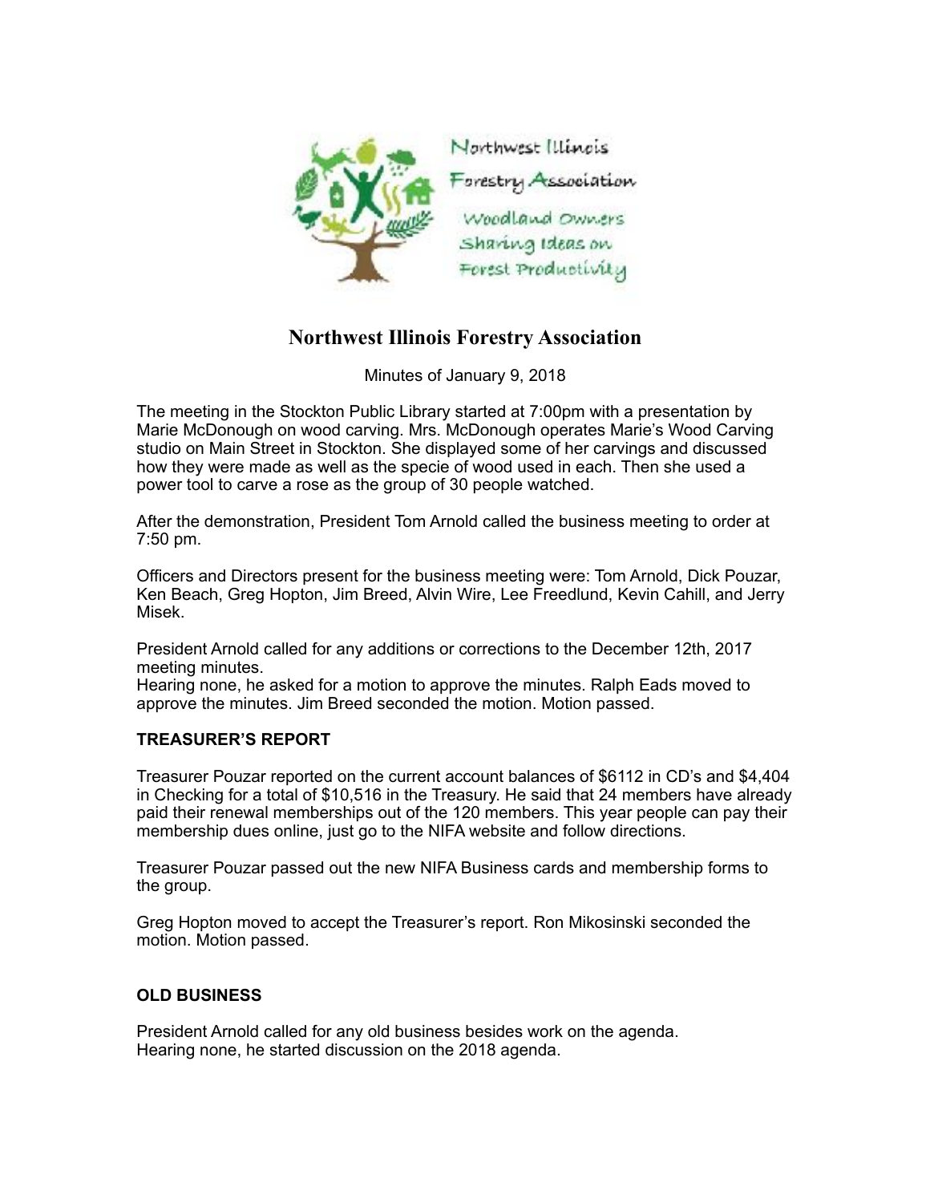Northwest Illinois Forestry Association

Woodland Owners Sharing Ideas on Forest Productivity

# Northwest Illinois Forestry Association

Minutes of January 9, 2018

The meeting in the Stockton Public Library started at 7:00pm with a presentation by Marie McDonough on wood carving. Mrs. McDonough operates Marie's Wood Carving studio on Main Street in Stockton. She displayed some of her carvings and discussed how they were made as well as the specie of wood used in each. Then she used a power tool to carve a rose as the group of 30 people watched.

After the demonstration, President Tom Arnold called the business meeting to order at 7:50 pm.

Officers and Directors present for the business meeting were: Tom Arnold, Dick Pouzar, Ken Beach, Greg Hopton, Jim Breed, Alvin Wire, Lee Freedlund, Kevin Cahill, and Jerry Misek.

President Arnold called for any additions or corrections to the December 12th, 2017 meeting minutes.
Hearing none, he asked for a motion to approve the minutes. Ralph Eads moved to approve the minutes. Jim Breed seconded the motion. Motion passed.

**TREASURER'S REPORT**

Treasurer Pouzar reported on the current account balances of $6112 in CD's and $4,404 in Checking for a total of $10,516 in the Treasury. He said that 24 members have already paid their renewal memberships out of the 120 members. This year people can pay their membership dues online, just go to the NIFA website and follow directions.

Treasurer Pouzar passed out the new NIFA Business cards and membership forms to the group.

Greg Hopton moved to accept the Treasurer's report. Ron Mikosinski seconded the motion. Motion passed.

**OLD BUSINESS**

President Arnold called for any old business besides work on the agenda.
Hearing none, he started discussion on the 2018 agenda.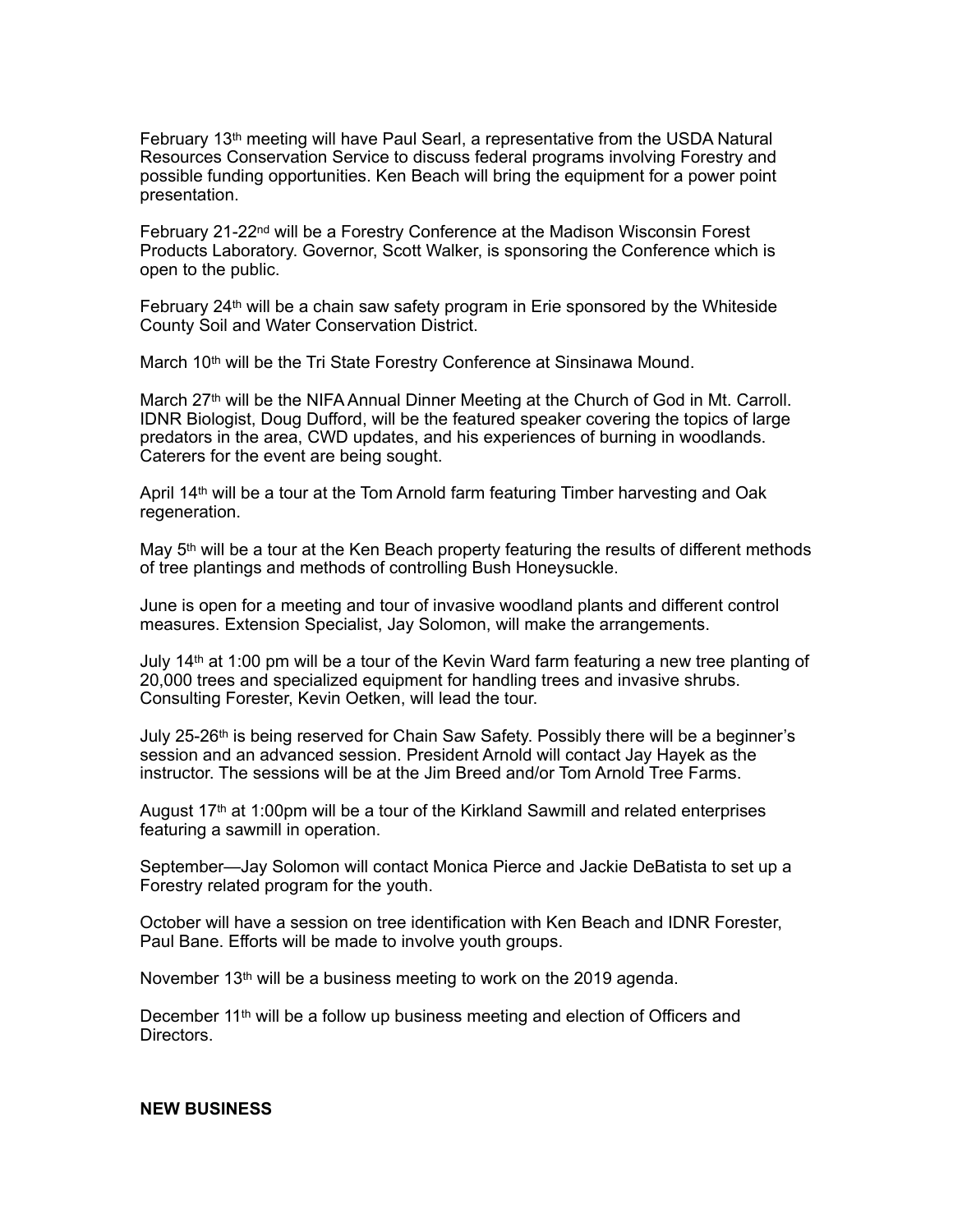February 13th meeting will have Paul Searl, a representative from the USDA Natural Resources Conservation Service to discuss federal programs involving Forestry and possible funding opportunities. Ken Beach will bring the equipment for a power point presentation.

February 21-22nd will be a Forestry Conference at the Madison Wisconsin Forest Products Laboratory. Governor, Scott Walker, is sponsoring the Conference which is open to the public.

February 24th will be a chain saw safety program in Erie sponsored by the Whiteside County Soil and Water Conservation District.

March 10th will be the Tri State Forestry Conference at Sinsinawa Mound.

March 27th will be the NIFA Annual Dinner Meeting at the Church of God in Mt. Carroll. IDNR Biologist, Doug Dufford, will be the featured speaker covering the topics of large predators in the area, CWD updates, and his experiences of burning in woodlands. Caterers for the event are being sought.

April 14th will be a tour at the Tom Arnold farm featuring Timber harvesting and Oak regeneration.

May 5th will be a tour at the Ken Beach property featuring the results of different methods of tree plantings and methods of controlling Bush Honeysuckle.

June is open for a meeting and tour of invasive woodland plants and different control measures. Extension Specialist, Jay Solomon, will make the arrangements.

July 14th at 1:00 pm will be a tour of the Kevin Ward farm featuring a new tree planting of 20,000 trees and specialized equipment for handling trees and invasive shrubs. Consulting Forester, Kevin Oetken, will lead the tour.

July 25-26th is being reserved for Chain Saw Safety. Possibly there will be a beginner's session and an advanced session. President Arnold will contact Jay Hayek as the instructor. The sessions will be at the Jim Breed and/or Tom Arnold Tree Farms.

August 17th at 1:00pm will be a tour of the Kirkland Sawmill and related enterprises featuring a sawmill in operation.

September—Jay Solomon will contact Monica Pierce and Jackie DeBatista to set up a Forestry related program for the youth.

October will have a session on tree identification with Ken Beach and IDNR Forester, Paul Bane. Efforts will be made to involve youth groups.

November 13th will be a business meeting to work on the 2019 agenda.

December 11th will be a follow up business meeting and election of Officers and Directors.

**NEW BUSINESS**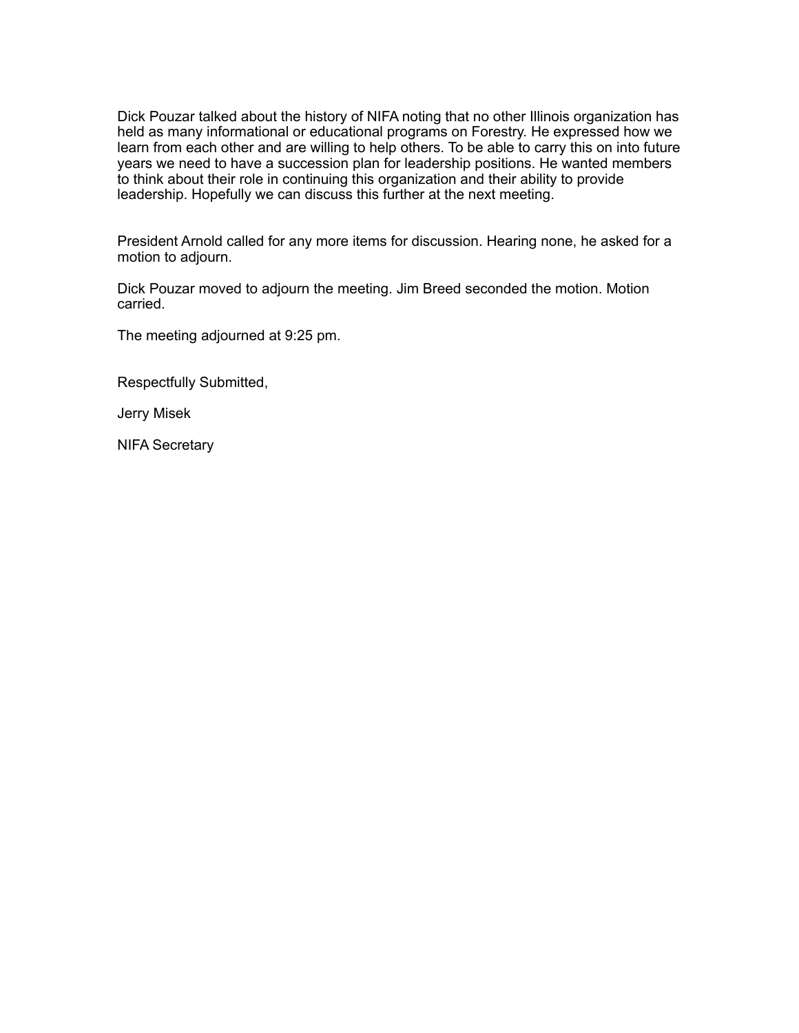Dick Pouzar talked about the history of NIFA noting that no other Illinois organization has held as many informational or educational programs on Forestry. He expressed how we learn from each other and are willing to help others. To be able to carry this on into future years we need to have a succession plan for leadership positions. He wanted members to think about their role in continuing this organization and their ability to provide leadership. Hopefully we can discuss this further at the next meeting.

President Arnold called for any more items for discussion. Hearing none, he asked for a motion to adjourn.

Dick Pouzar moved to adjourn the meeting. Jim Breed seconded the motion. Motion carried.

The meeting adjourned at 9:25 pm.

Respectfully Submitted,

Jerry Misek

NIFA Secretary